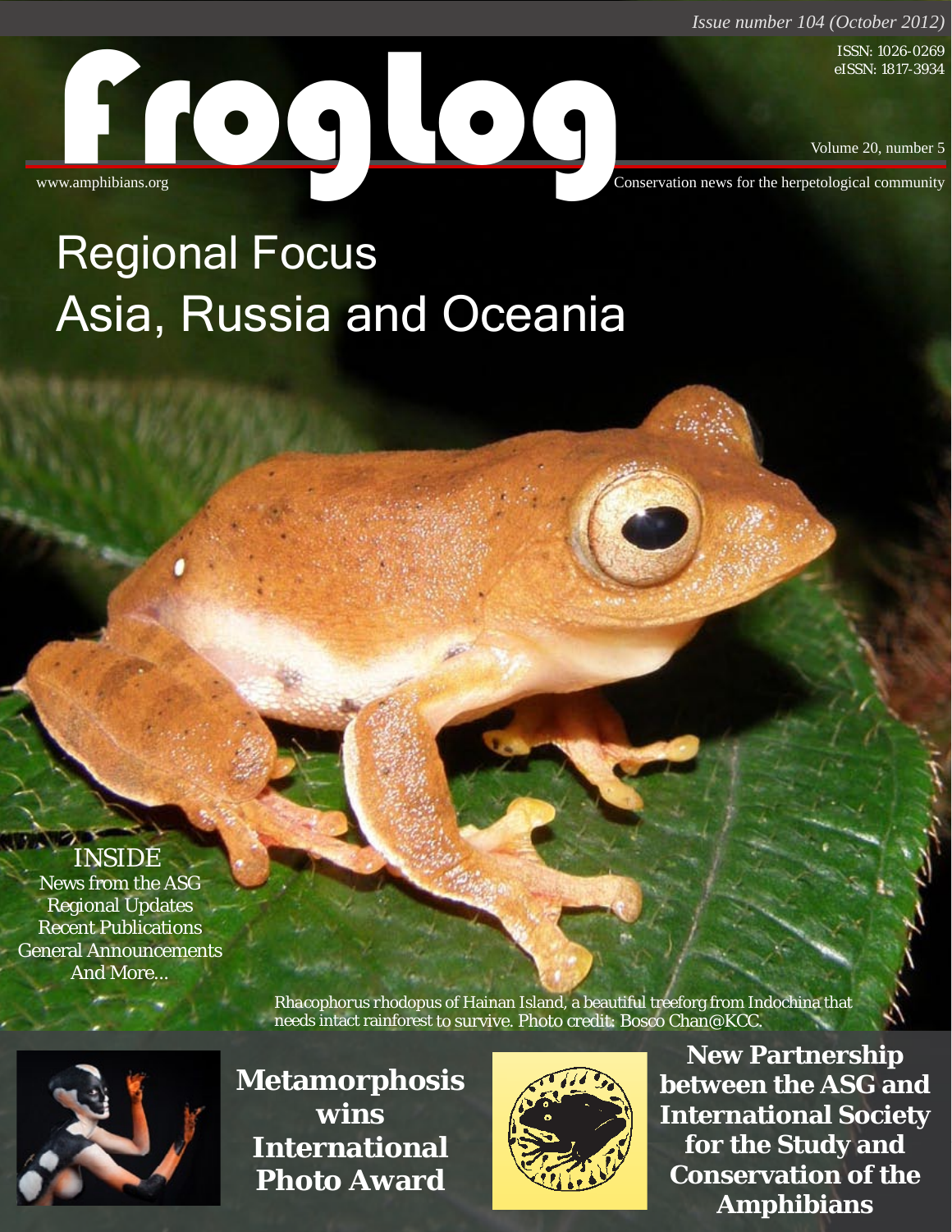*Issue number 104 (October 2012)*

ISSN: 1026-0269
eISSN: 1817-3934

# froglog

Volume 20, number 5

www.amphibians.org

Conservation news for the herpetological community

## Regional Focus
## Asia, Russia and Oceania

INSIDE
News from the ASG
Regional Updates
Recent Publications
General Announcements
And More...

Rhacophorus rhodopus of Hainan Island, a beautiful treeforg from Indochina that needs intact rainforest to survive. Photo credit: Bosco Chan@KCC.

**Metamorphosis wins International Photo Award**

**New Partnership between the ASG and International Society for the Study and Conservation of the Amphibians**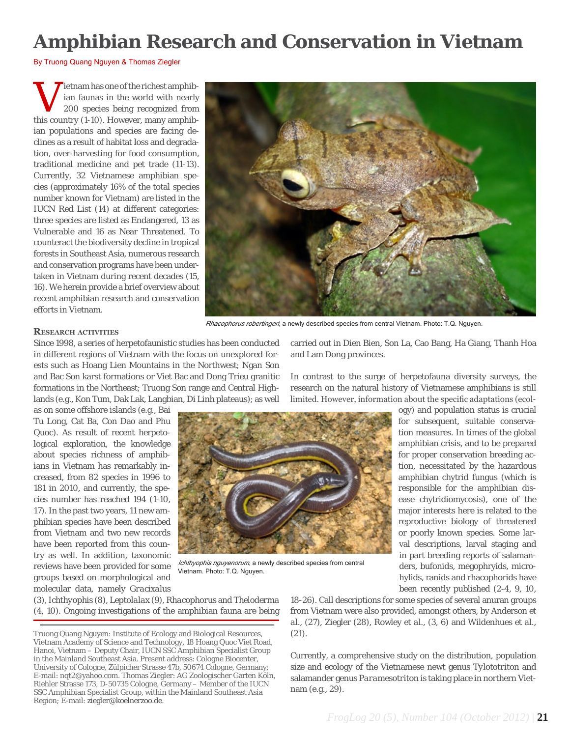# Amphibian Research and Conservation in Vietnam

By Truong Quang Nguyen & Thomas Ziegler

Vietnam has one of the richest amphibian faunas in the world with nearly 200 species being recognized from this country (1-10). However, many amphibian populations and species are facing declines as a result of habitat loss and degradation, over-harvesting for food consumption, traditional medicine and pet trade (11-13). Currently, 32 Vietnamese amphibian species (approximately 16% of the total species number known for Vietnam) are listed in the IUCN Red List (14) at different categories: three species are listed as Endangered, 13 as Vulnerable and 16 as Near Threatened. To counteract the biodiversity decline in tropical forests in Southeast Asia, numerous research and conservation programs have been undertaken in Vietnam during recent decades (15, 16). We herein provide a brief overview about recent amphibian research and conservation efforts in Vietnam.

*Rhacophorus robertingeri*, a newly described species from central Vietnam. Photo: T.Q. Nguyen.

## Research activities

Since 1998, a series of herpetofaunistic studies has been conducted in different regions of Vietnam with the focus on unexplored forests such as Hoang Lien Mountains in the Northwest; Ngan Son and Bac Son karst formations or Viet Bac and Dong Trieu granitic formations in the Northeast; Truong Son range and Central Highlands (e.g., Kon Tum, Dak Lak, Langbian, Di Linh plateaus); as well as on some offshore islands (e.g., Bai Tu Long, Cat Ba, Con Dao and Phu Quoc). As result of recent herpetological exploration, the knowledge about species richness of amphibians in Vietnam has remarkably increased, from 82 species in 1996 to 181 in 2010, and currently, the species number has reached 194 (1-10, 17). In the past two years, 11 new amphibian species have been described from Vietnam and two new records have been reported from this country as well. In addition, taxonomic reviews have been provided for some groups based on morphological and molecular data, namely *Gracixalus* (3), *Ichthyophis* (8), *Leptolalax* (9), *Rhacophorus* and *Theloderma* (4, 10). Ongoing investigations of the amphibian fauna are being carried out in Dien Bien, Son La, Cao Bang, Ha Giang, Thanh Hoa and Lam Dong provinces.

*Ichthyophis nguyenorum*, a newly described species from central Vietnam. Photo: T.Q. Nguyen.

In contrast to the surge of herpetofauna diversity surveys, the research on the natural history of Vietnamese amphibians is still limited. However, information about the specific adaptations (ecology) and population status is crucial for subsequent, suitable conservation measures. In times of the global amphibian crisis, and to be prepared for proper conservation breeding action, necessitated by the hazardous amphibian chytrid fungus (which is responsible for the amphibian disease chytridiomycosis), one of the major interests here is related to the reproductive biology of threatened or poorly known species. Some larval descriptions, larval staging and in part breeding reports of salamanders, bufonids, megophryids, microhylids, ranids and rhacophorids have been recently published (2-4, 9, 10, 18-26). Call descriptions for some species of several anuran groups from Vietnam were also provided, amongst others, by Anderson et al., (27), Ziegler (28), Rowley et al., (3, 6) and Wildenhues et al., (21).

Currently, a comprehensive study on the distribution, population size and ecology of the Vietnamese newt genus *Tylototriton* and salamander genus *Paramesotriton* is taking place in northern Vietnam (e.g., 29).

---

Truong Quang Nguyen: Institute of Ecology and Biological Resources, Vietnam Academy of Science and Technology, 18 Hoang Quoc Viet Road, Hanoi, Vietnam – Deputy Chair, IUCN SSC Amphibian Specialist Group in the Mainland Southeast Asia. Present address: Cologne Biocenter, University of Cologne, Zülpicher Strasse 47b, 50674 Cologne, Germany; E-mail: nqt2@yahoo.com. Thomas Ziegler: AG Zoologischer Garten Köln, Riehler Strasse 173, D-50735 Cologne, Germany – Member of the IUCN SSC Amphibian Specialist Group, within the Mainland Southeast Asia Region; E-mail: ziegler@koelnerzoo.de.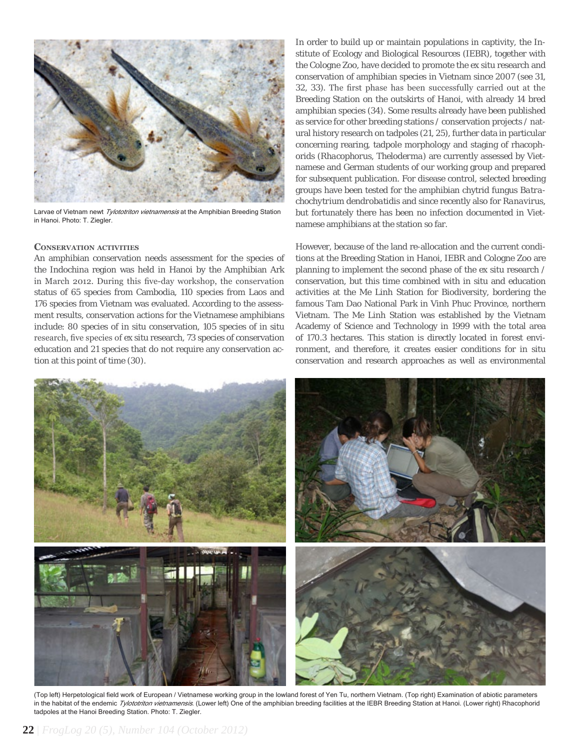Larvae of Vietnam newt *Tylototriton vietnamensis* at the Amphibian Breeding Station in Hanoi. Photo: T. Ziegler.

**Conservation activities**

An amphibian conservation needs assessment for the species of the Indochina region was held in Hanoi by the Amphibian Ark in March 2012. During this five-day workshop, the conservation status of 65 species from Cambodia, 110 species from Laos and 176 species from Vietnam was evaluated. According to the assessment results, conservation actions for the Vietnamese amphibians include: 80 species of in situ conservation, 105 species of in situ research, five species of ex situ research, 73 species of conservation education and 21 species that do not require any conservation action at this point of time (30).

In order to build up or maintain populations in captivity, the Institute of Ecology and Biological Resources (IEBR), together with the Cologne Zoo, have decided to promote the ex situ research and conservation of amphibian species in Vietnam since 2007 (see 31, 32, 33). The first phase has been successfully carried out at the Breeding Station on the outskirts of Hanoi, with already 14 bred amphibian species (34). Some results already have been published as service for other breeding stations / conservation projects / natural history research on tadpoles (21, 25), further data in particular concerning rearing, tadpole morphology and staging of rhacophorids (*Rhacophorus*, *Theloderma*) are currently assessed by Vietnamese and German students of our working group and prepared for subsequent publication. For disease control, selected breeding groups have been tested for the amphibian chytrid fungus *Batrachochytrium dendrobatidis* and since recently also for *Ranavirus*, but fortunately there has been no infection documented in Vietnamese amphibians at the station so far.

However, because of the land re-allocation and the current conditions at the Breeding Station in Hanoi, IEBR and Cologne Zoo are planning to implement the second phase of the ex situ research / conservation, but this time combined with in situ and education activities at the Me Linh Station for Biodiversity, bordering the famous Tam Dao National Park in Vinh Phuc Province, northern Vietnam. The Me Linh Station was established by the Vietnam Academy of Science and Technology in 1999 with the total area of 170.3 hectares. This station is directly located in forest environment, and therefore, it creates easier conditions for in situ conservation and research approaches as well as environmental

(Top left) Herpetological field work of European / Vietnamese working group in the lowland forest of Yen Tu, northern Vietnam. (Top right) Examination of abiotic parameters in the habitat of the endemic *Tylototriton vietnamensis*. (Lower left) One of the amphibian breeding facilities at the IEBR Breeding Station at Hanoi. (Lower right) Rhacophorid tadpoles at the Hanoi Breeding Station. Photo: T. Ziegler.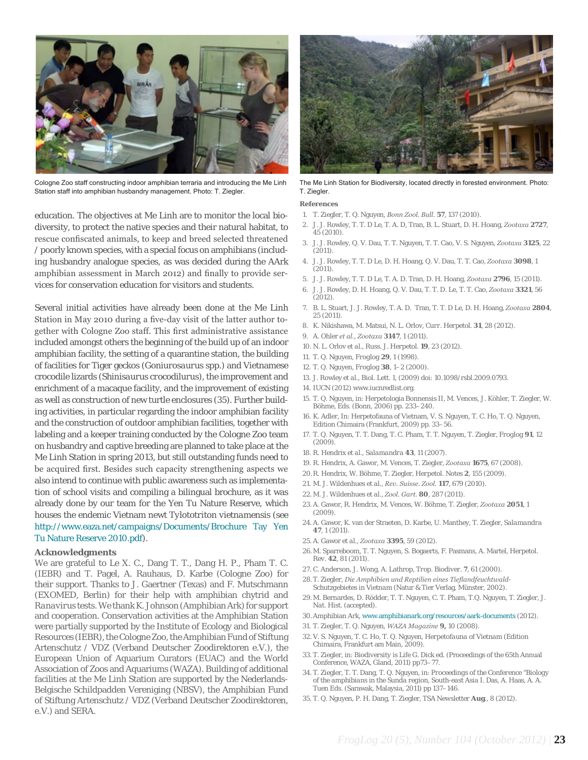Cologne Zoo staff constructing indoor amphibian terraria and introducing the Me Linh Station staff into amphibian husbandry management. Photo: T. Ziegler.

The Me Linh Station for Biodiversity, located directly in forested environment. Photo: T. Ziegler.

education. The objectives at Me Linh are to monitor the local biodiversity, to protect the native species and their natural habitat, to rescue confiscated animals, to keep and breed selected threatened / poorly known species, with a special focus on amphibians (including husbandry analogue species, as was decided during the AArk amphibian assessment in March 2012) and finally to provide services for conservation education for visitors and students.

Several initial activities have already been done at the Me Linh Station in May 2010 during a five-day visit of the latter author together with Cologne Zoo staff. This first administrative assistance included amongst others the beginning of the build up of an indoor amphibian facility, the setting of a quarantine station, the building of facilities for Tiger geckos (*Goniurosaurus* spp.) and Vietnamese crocodile lizards (*Shinisaurus crocodilurus*), the improvement and enrichment of a macaque facility, and the improvement of existing as well as construction of new turtle enclosures (35). Further building activities, in particular regarding the indoor amphibian facility and the construction of outdoor amphibian facilities, together with labeling and a keeper training conducted by the Cologne Zoo team on husbandry and captive breeding are planned to take place at the Me Linh Station in spring 2013, but still outstanding funds need to be acquired first. Besides such capacity strengthening aspects we also intend to continue with public awareness such as implementation of school visits and compiling a bilingual brochure, as it was already done by our team for the Yen Tu Nature Reserve, which houses the endemic Vietnam newt Tylototriton vietnamensis (see http://www.eaza.net/campaigns/Documents/Brochure Tay Yen Tu Nature Reserve 2010.pdf).

### Acknowledgments

We are grateful to Le X. C., Dang T. T., Dang H. P., Pham T. C. (IEBR) and T. Pagel, A. Rauhaus, D. Karbe (Cologne Zoo) for their support. Thanks to J. Gaertner (Texas) and F. Mutschmann (EXOMED, Berlin) for their help with amphibian chytrid and *Ranavirus* tests. We thank K. Johnson (Amphibian Ark) for support and cooperation. Conservation activities at the Amphibian Station were partially supported by the Institute of Ecology and Biological Resources (IEBR), the Cologne Zoo, the Amphibian Fund of Stiftung Artenschutz / VDZ (Verband Deutscher Zoodirektoren e.V.), the European Union of Aquarium Curators (EUAC) and the World Association of Zoos and Aquariums (WAZA). Building of additional facilities at the Me Linh Station are supported by the Nederlands-Belgische Schildpadden Vereniging (NBSV), the Amphibian Fund of Stiftung Artenschutz / VDZ (Verband Deutscher Zoodirektoren, e.V.) and SERA.

### References

1. T. Ziegler, T. Q. Nguyen, *Bonn Zool. Bull.* **57**, 137 (2010).
2. J. J. Rowley, T. T. D Le, T. A. D, Tran, B. L. Stuart, D. H. Hoang, *Zootaxa* **2727**, 45 (2010).
3. J. J. Rowley, Q. V. Dau, T. T. Nguyen, T. T. Cao, V. S. Nguyen, *Zootaxa* **3125**, 22 (2011).
4. J. J. Rowley, T. T. D Le, D. H. Hoang, Q. V. Dau, T. T. Cao, *Zootaxa* **3098**, 1 (2011).
5. J. J. Rowley, T. T. D Le, T. A. D. Tran, D. H. Hoang, *Zootaxa* **2796**, 15 (2011).
6. J. J. Rowley, D. H. Hoang, Q. V. Dau, T. T. D. Le, T. T. Cao, *Zootaxa* **3321**, 56 (2012).
7. B. L. Stuart, J. J. Rowley, T. A. D. Tran, T. T. D Le, D. H. Hoang, *Zootaxa* **2804**, 25 (2011).
8. K. Nikishawa, M. Matsui, N. L. Orlov, Curr. Herpetol. **31**, 28 (2012).
9. A. Ohler *et al.*, *Zootaxa* **3147**, 1 (2011).
10. N. L. Orlov et al., Russ. J. Herpetol. **19**, 23 (2012).
11. T. Q. Nguyen, Froglog **29**, 1 (1998).
12. T. Q. Nguyen, Froglog **38**, 1–2 (2000).
13. J. Rowley et al., Biol. Lett. 1, (2009) doi: 10.1098/rsbl.2009.0793.
14. IUCN (2012) www.iucnredlist.org.
15. T. Q. Nguyen, in: Herpetologia Bonnensis II, M. Vences, J. Köhler, T. Ziegler, W. Böhme, Eds. (Bonn, 2006) pp. 233–240.
16. K. Adler, In: Herpetofauna of Vietnam, V. S. Nguyen, T. C. Ho, T. Q. Nguyen, Edition Chimaira (Frankfurt, 2009) pp. 33–56.
17. T. Q. Nguyen, T. T. Dang, T. C. Pham, T. T. Nguyen, T. Ziegler, Froglog **91**, 12 (2009).
18. R. Hendrix et al., Salamandra **43**, 11 (2007).
19. R. Hendrix, A. Gawor, M. Vences, T. Ziegler, *Zootaxa* **1675**, 67 (2008).
20. R. Hendrix, W. Böhme, T. Ziegler, Herpetol. Notes **2**, 155 (2009).
21. M. J. Wildenhues et al., *Rev. Suisse. Zool.* **117**, 679 (2010).
22. M. J. Wildenhues et al., *Zool. Gart.* **80**, 287 (2011).
23. A. Gawor, R. Hendrix, M. Vences, W. Böhme, T. Ziegler, *Zootaxa* **2051**, 1 (2009).
24. A. Gawor, K. van der Straeten, D. Karbe, U. Manthey, T. Ziegler, Salamandra **47**, 1 (2011).
25. A. Gawor et al., *Zootaxa* **3395**, 59 (2012).
26. M. Sparreboom, T. T. Nguyen, S. Bogaerts, F. Pasmans, A. Martel, Herpetol. Rev. **42**, 81 (2011).
27. C. Anderson, J. Wong, A. Lathrop, Trop. Biodiver. **7**, 61 (2000).
28. T. Ziegler, *Die Amphibien und Reptilien eines Tieflandfeuchtwald-Schutzgebietes in Vietnam* (Natur & Tier Verlag, Münster, 2002).
29. M. Bernardes, D. Rödder, T. T. Nguyen, C. T. Pham, T.Q. Nguyen, T. Ziegler, J. Nat. Hist. (accepted).
30. Amphibian Ark, www.amphibianark.org/resources/aark-documents (2012).
31. T. Ziegler, T. Q. Nguyen, *WAZA Magazine* **9,** 10 (2008).
32. V. S. Nguyen, T. C. Ho, T. Q. Nguyen, *Herpetofauna of Vietnam* (Edition Chimaira, Frankfurt am Main, 2009).
33. T. Ziegler, in: Biodiversity is Life G. Dick ed. (Proceedings of the 65th Annual Conference, WAZA, Gland, 2011) pp73–77.
34. T. Ziegler, T. T. Dang, T. Q. Nguyen, in: Proceedings of the Conference "Biology of the amphibians in the Sunda region, South-east Asia I. Das, A. Haas, A. A. Tuen Eds. (Sarawak, Malaysia, 2011) pp 137–146.
35. T. Q. Nguyen, P. H. Dang, T. Ziegler, TSA Newsletter **Aug.**, 8 (2012).